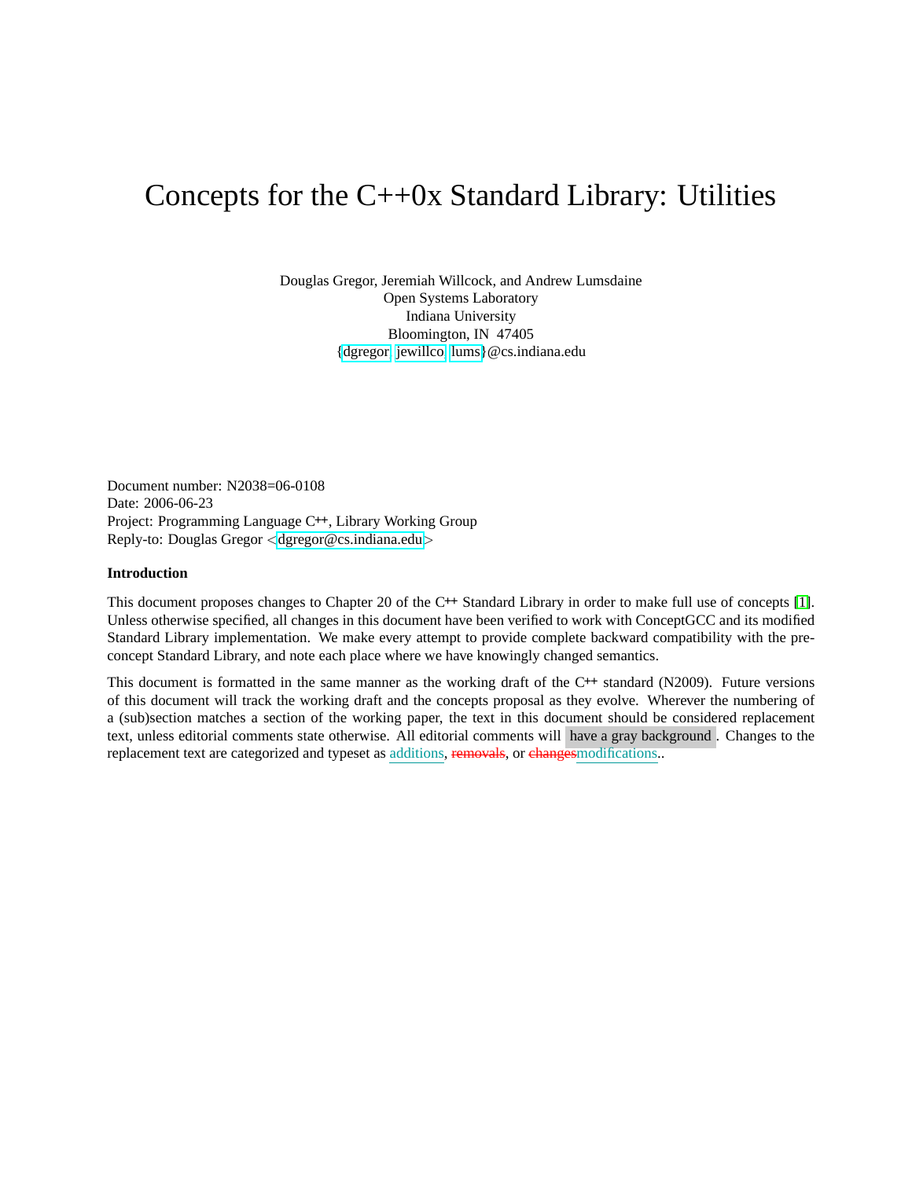# Concepts for the C++0x Standard Library: Utilities

Douglas Gregor, Jeremiah Willcock, and Andrew Lumsdaine
Open Systems Laboratory
Indiana University
Bloomington, IN 47405
{dgregor, jewillco, lums}@cs.indiana.edu

Document number: N2038=06-0108
Date: 2006-06-23
Project: Programming Language C++, Library Working Group
Reply-to: Douglas Gregor <dgregor@cs.indiana.edu>

**Introduction**

This document proposes changes to Chapter 20 of the C++ Standard Library in order to make full use of concepts [1]. Unless otherwise specified, all changes in this document have been verified to work with ConceptGCC and its modified Standard Library implementation. We make every attempt to provide complete backward compatibility with the pre-concept Standard Library, and note each place where we have knowingly changed semantics.

This document is formatted in the same manner as the working draft of the C++ standard (N2009). Future versions of this document will track the working draft and the concepts proposal as they evolve. Wherever the numbering of a (sub)section matches a section of the working paper, the text in this document should be considered replacement text, unless editorial comments state otherwise. All editorial comments will have a gray background. Changes to the replacement text are categorized and typeset as additions, ~~removals~~, or ~~changes~~modifications..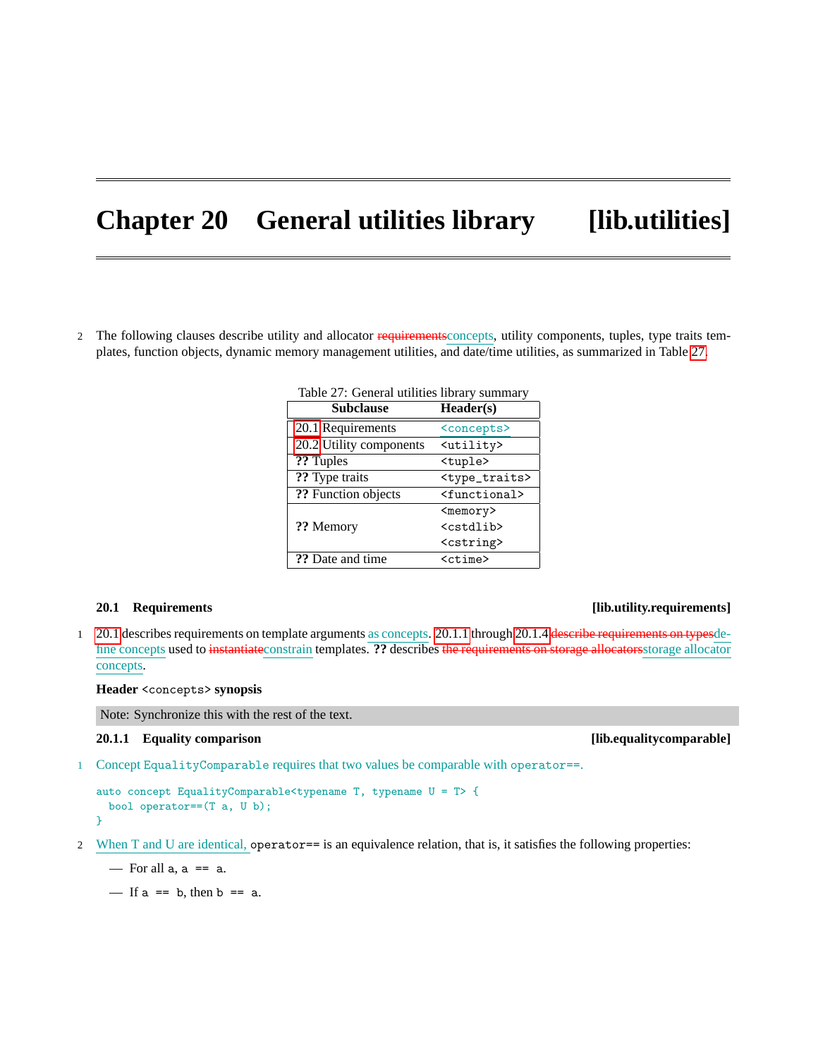# Chapter 20 General utilities library [lib.utilities]

2 The following clauses describe utility and allocator ~~requirements~~concepts, utility components, tuples, type traits templates, function objects, dynamic memory management utilities, and date/time utilities, as summarized in Table 27.

Table 27: General utilities library summary

| Subclause | Header(s) |
|---|---|
| 20.1 Requirements | `<concepts>` |
| 20.2 Utility components | `<utility>` |
| ?? Tuples | `<tuple>` |
| ?? Type traits | `<type_traits>` |
| ?? Function objects | `<functional>` |
| ?? Memory | `<memory>` `<cstdlib>` `<cstring>` |
| ?? Date and time | `<ctime>` |

## 20.1 Requirements [lib.utility.requirements]

1 20.1 describes requirements on template arguments as concepts. 20.1.1 through 20.1.4 ~~describe requirements on types~~define concepts used to ~~instantiate~~constrain templates. **??** describes ~~the requirements on storage allocators~~storage allocator concepts.

**Header `<concepts>` synopsis**

Note: Synchronize this with the rest of the text.

### 20.1.1 Equality comparison [lib.equalitycomparable]

1 Concept `EqualityComparable` requires that two values be comparable with `operator==`.

```
auto concept EqualityComparable<typename T, typename U = T> {
  bool operator==(T a, U b);
}
```

2 When T and U are identical, `operator==` is an equivalence relation, that is, it satisfies the following properties:

— For all `a`, `a == a`.

— If `a == b`, then `b == a`.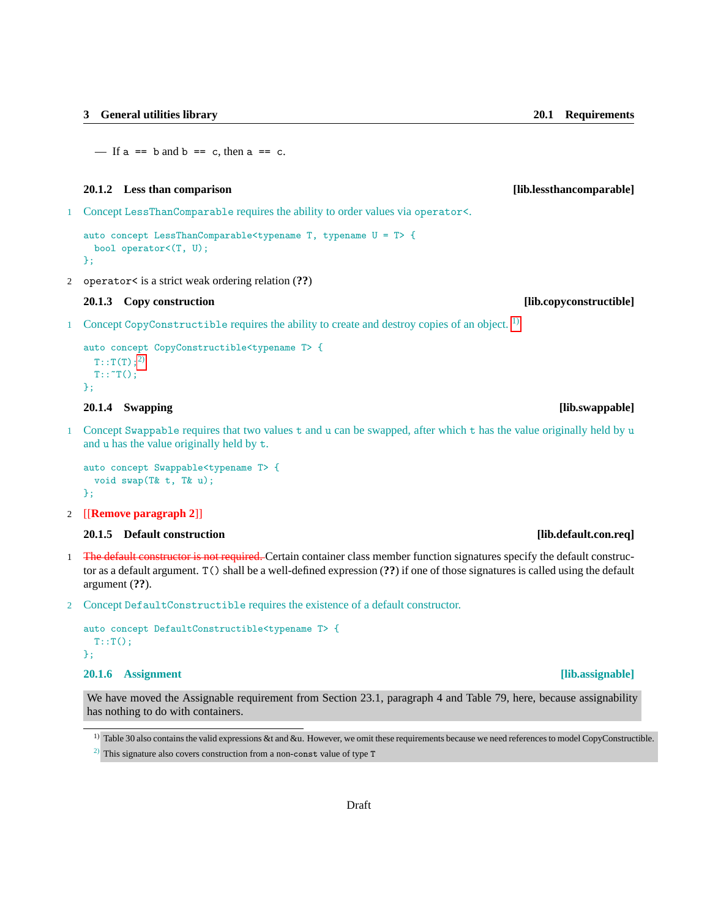— If `a == b` and `b == c`, then `a == c`.

### 20.1.2 Less than comparison [lib.lessthancomparable]

1 Concept `LessThanComparable` requires the ability to order values via `operator<`.

```
auto concept LessThanComparable<typename T, typename U = T> {
  bool operator<(T, U);
};
```

2 `operator<` is a strict weak ordering relation (**??**)

### 20.1.3 Copy construction [lib.copyconstructible]

1 Concept `CopyConstructible` requires the ability to create and destroy copies of an object. [1)]

```
auto concept CopyConstructible<typename T> {
  T::T(T);2)
  T::~T();
};
```

### 20.1.4 Swapping [lib.swappable]

1 Concept `Swappable` requires that two values `t` and `u` can be swapped, after which `t` has the value originally held by `u` and `u` has the value originally held by `t`.

```
auto concept Swappable<typename T> {
  void swap(T& t, T& u);
};
```

2 **[[Remove paragraph 2]]**

### 20.1.5 Default construction [lib.default.con.req]

1 ~~The default constructor is not required.~~ Certain container class member function signatures specify the default constructor as a default argument. `T()` shall be a well-defined expression (**??**) if one of those signatures is called using the default argument (**??**).

2 Concept `DefaultConstructible` requires the existence of a default constructor.

```
auto concept DefaultConstructible<typename T> {
  T::T();
};
```

### 20.1.6 Assignment [lib.assignable]

We have moved the Assignable requirement from Section 23.1, paragraph 4 and Table 79, here, because assignability has nothing to do with containers.

---

1) Table 30 also contains the valid expressions &t and &u. However, we omit these requirements because we need references to model CopyConstructible.

2) This signature also covers construction from a non-`const` value of type `T`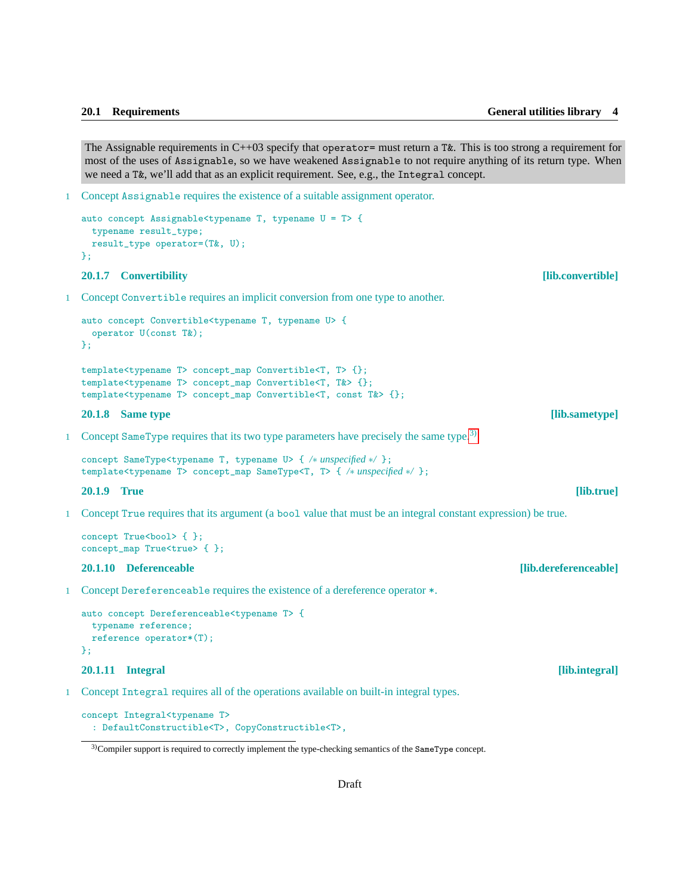The Assignable requirements in C++03 specify that `operator=` must return a `T&`. This is too strong a requirement for most of the uses of `Assignable`, so we have weakened `Assignable` to not require anything of its return type. When we need a `T&`, we'll add that as an explicit requirement. See, e.g., the `Integral` concept.

1 Concept `Assignable` requires the existence of a suitable assignment operator.

```
auto concept Assignable<typename T, typename U = T> {
  typename result_type;
  result_type operator=(T&, U);
};
```

### 20.1.7 Convertibility [lib.convertible]

1 Concept `Convertible` requires an implicit conversion from one type to another.

```
auto concept Convertible<typename T, typename U> {
  operator U(const T&);
};

template<typename T> concept_map Convertible<T, T> {};
template<typename T> concept_map Convertible<T, T&> {};
template<typename T> concept_map Convertible<T, const T&> {};
```

### 20.1.8 Same type [lib.sametype]

1 Concept `SameType` requires that its two type parameters have precisely the same type.[3)]

```
concept SameType<typename T, typename U> { /* unspecified */ };
template<typename T> concept_map SameType<T, T> { /* unspecified */ };
```

### 20.1.9 True [lib.true]

1 Concept `True` requires that its argument (a `bool` value that must be an integral constant expression) be true.

```
concept True<bool> { };
concept_map True<true> { };
```

### 20.1.10 Deferenceable [lib.dereferenceable]

1 Concept `Dereferenceable` requires the existence of a dereference operator `*`.

```
auto concept Dereferenceable<typename T> {
  typename reference;
  reference operator*(T);
};
```

### 20.1.11 Integral [lib.integral]

1 Concept `Integral` requires all of the operations available on built-in integral types.

```
concept Integral<typename T>
  : DefaultConstructible<T>, CopyConstructible<T>,
```

[3)] Compiler support is required to correctly implement the type-checking semantics of the `SameType` concept.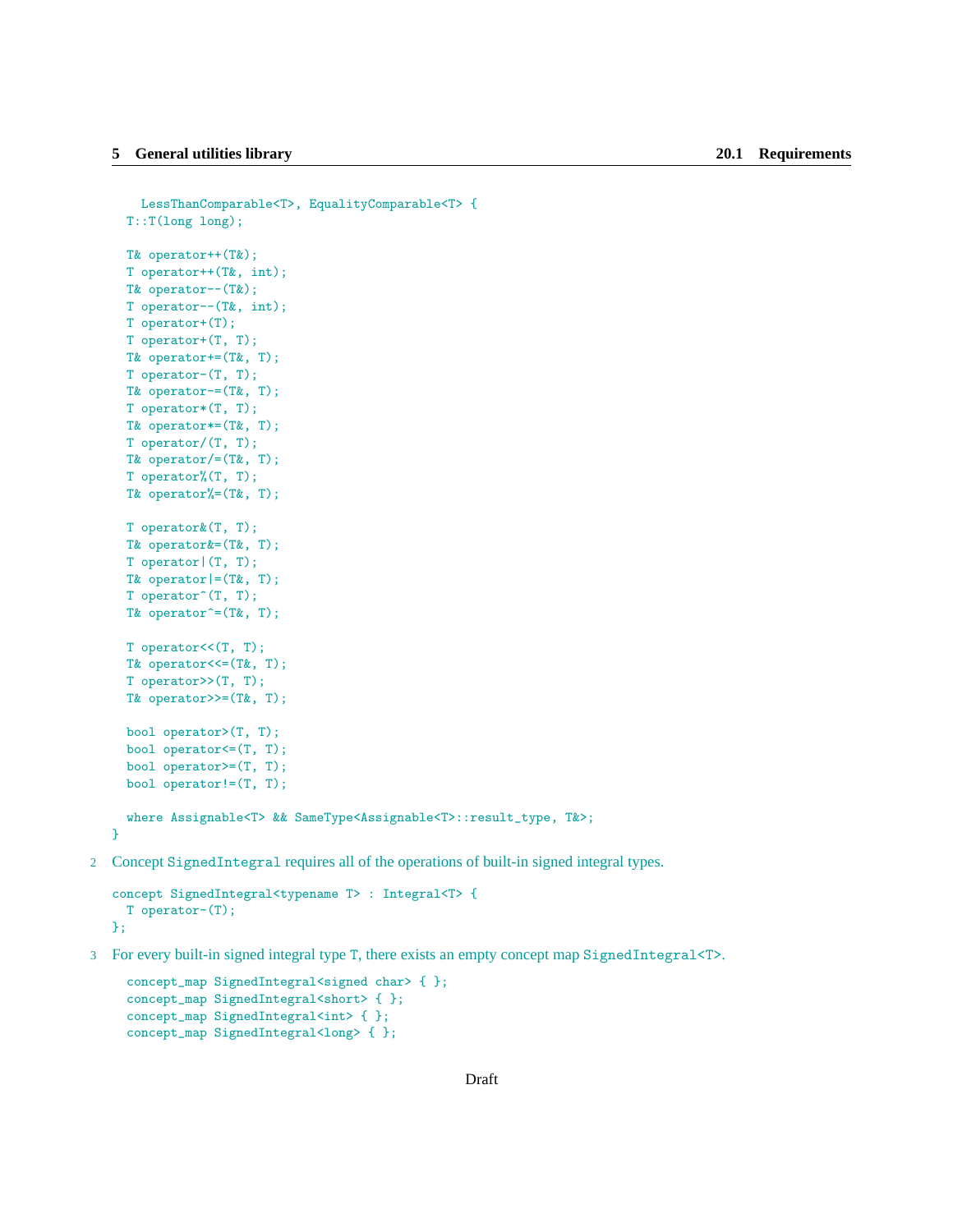```
    LessThanComparable<T>, EqualityComparable<T> {
  T::T(long long);

  T& operator++(T&);
  T operator++(T&, int);
  T& operator--(T&);
  T operator--(T&, int);
  T operator+(T);
  T operator+(T, T);
  T& operator+=(T&, T);
  T operator-(T, T);
  T& operator-=(T&, T);
  T operator*(T, T);
  T& operator*=(T&, T);
  T operator/(T, T);
  T& operator/=(T&, T);
  T operator%(T, T);
  T& operator%=(T&, T);

  T operator&(T, T);
  T& operator&=(T&, T);
  T operator|(T, T);
  T& operator|=(T&, T);
  T operator^(T, T);
  T& operator^=(T&, T);

  T operator<<(T, T);
  T& operator<<=(T&, T);
  T operator>>(T, T);
  T& operator>>=(T&, T);

  bool operator>(T, T);
  bool operator<=(T, T);
  bool operator>=(T, T);
  bool operator!=(T, T);

  where Assignable<T> && SameType<Assignable<T>::result_type, T&>;
}
```

2 Concept `SignedIntegral` requires all of the operations of built-in signed integral types.

```
concept SignedIntegral<typename T> : Integral<T> {
  T operator-(T);
};
```

3 For every built-in signed integral type `T`, there exists an empty concept map `SignedIntegral<T>`.

```
  concept_map SignedIntegral<signed char> { };
  concept_map SignedIntegral<short> { };
  concept_map SignedIntegral<int> { };
  concept_map SignedIntegral<long> { };
```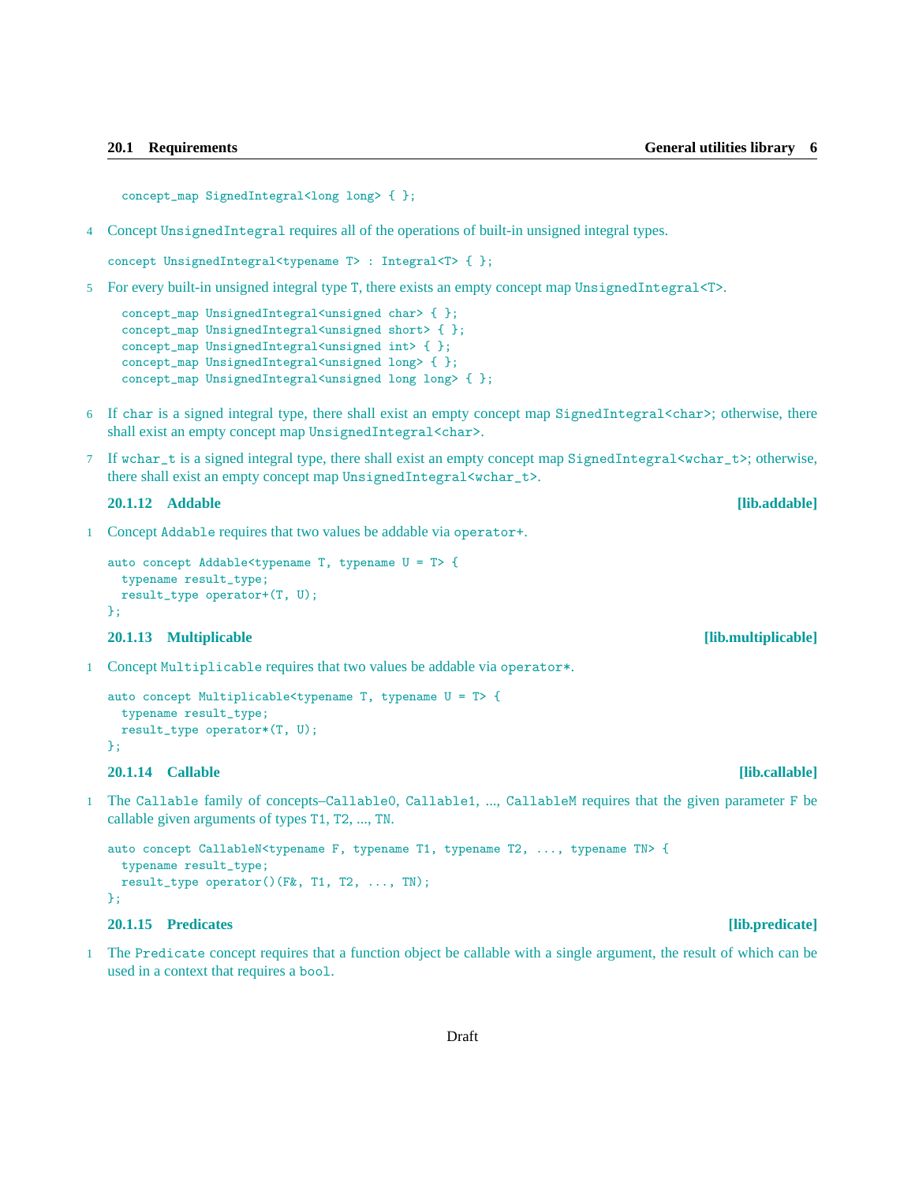```
concept_map SignedIntegral<long long> { };
```

4 Concept `UnsignedIntegral` requires all of the operations of built-in unsigned integral types.

```
concept UnsignedIntegral<typename T> : Integral<T> { };
```

5 For every built-in unsigned integral type `T`, there exists an empty concept map `UnsignedIntegral<T>`.

```
concept_map UnsignedIntegral<unsigned char> { };
concept_map UnsignedIntegral<unsigned short> { };
concept_map UnsignedIntegral<unsigned int> { };
concept_map UnsignedIntegral<unsigned long> { };
concept_map UnsignedIntegral<unsigned long long> { };
```

6 If `char` is a signed integral type, there shall exist an empty concept map `SignedIntegral<char>`; otherwise, there shall exist an empty concept map `UnsignedIntegral<char>`.

7 If `wchar_t` is a signed integral type, there shall exist an empty concept map `SignedIntegral<wchar_t>`; otherwise, there shall exist an empty concept map `UnsignedIntegral<wchar_t>`.

### 20.1.12 Addable [lib.addable]

1 Concept `Addable` requires that two values be addable via `operator+`.

```
auto concept Addable<typename T, typename U = T> {
  typename result_type;
  result_type operator+(T, U);
};
```

### 20.1.13 Multiplicable [lib.multiplicable]

1 Concept `Multiplicable` requires that two values be addable via `operator*`.

```
auto concept Multiplicable<typename T, typename U = T> {
  typename result_type;
  result_type operator*(T, U);
};
```

### 20.1.14 Callable [lib.callable]

1 The `Callable` family of concepts–`Callable0`, `Callable1`, ..., `CallableM` requires that the given parameter `F` be callable given arguments of types `T1`, `T2`, ..., `TN`.

```
auto concept CallableN<typename F, typename T1, typename T2, ..., typename TN> {
  typename result_type;
  result_type operator()(F&, T1, T2, ..., TN);
};
```

### 20.1.15 Predicates [lib.predicate]

1 The `Predicate` concept requires that a function object be callable with a single argument, the result of which can be used in a context that requires a `bool`.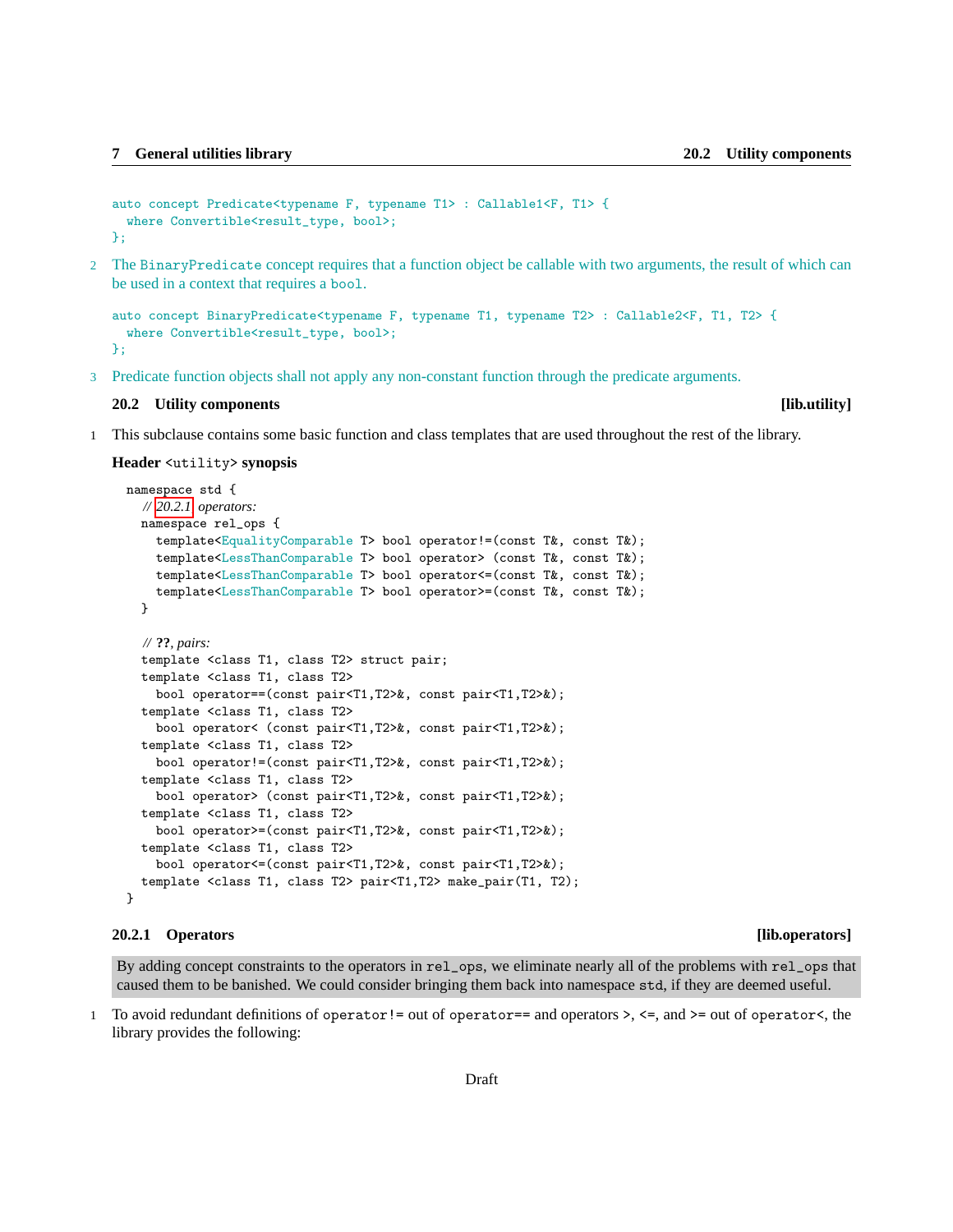```
auto concept Predicate<typename F, typename T1> : Callable1<F, T1> {
  where Convertible<result_type, bool>;
};
```

2 The `BinaryPredicate` concept requires that a function object be callable with two arguments, the result of which can be used in a context that requires a `bool`.

```
auto concept BinaryPredicate<typename F, typename T1, typename T2> : Callable2<F, T1, T2> {
  where Convertible<result_type, bool>;
};
```

3 Predicate function objects shall not apply any non-constant function through the predicate arguments.

## 20.2 Utility components [lib.utility]

1 This subclause contains some basic function and class templates that are used throughout the rest of the library.

**Header `<utility>` synopsis**

```
namespace std {
  // 20.2.1 operators:
  namespace rel_ops {
    template<EqualityComparable T> bool operator!=(const T&, const T&);
    template<LessThanComparable T> bool operator> (const T&, const T&);
    template<LessThanComparable T> bool operator<=(const T&, const T&);
    template<LessThanComparable T> bool operator>=(const T&, const T&);
  }

  // ??, pairs:
  template <class T1, class T2> struct pair;
  template <class T1, class T2>
    bool operator==(const pair<T1,T2>&, const pair<T1,T2>&);
  template <class T1, class T2>
    bool operator< (const pair<T1,T2>&, const pair<T1,T2>&);
  template <class T1, class T2>
    bool operator!=(const pair<T1,T2>&, const pair<T1,T2>&);
  template <class T1, class T2>
    bool operator> (const pair<T1,T2>&, const pair<T1,T2>&);
  template <class T1, class T2>
    bool operator>=(const pair<T1,T2>&, const pair<T1,T2>&);
  template <class T1, class T2>
    bool operator<=(const pair<T1,T2>&, const pair<T1,T2>&);
  template <class T1, class T2> pair<T1,T2> make_pair(T1, T2);
}
```

### 20.2.1 Operators [lib.operators]

By adding concept constraints to the operators in `rel_ops`, we eliminate nearly all of the problems with `rel_ops` that caused them to be banished. We could consider bringing them back into namespace `std`, if they are deemed useful.

1 To avoid redundant definitions of `operator!=` out of `operator==` and operators `>`, `<=`, and `>=` out of `operator<`, the library provides the following: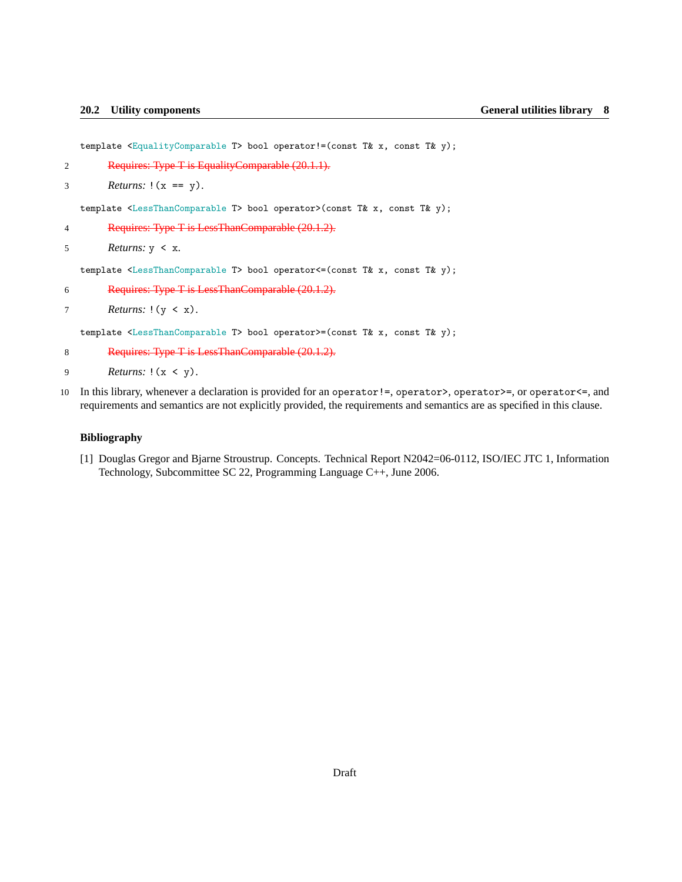```
template <EqualityComparable T> bool operator!=(const T& x, const T& y);
```

2 ~~Requires: Type T is EqualityComparable (20.1.1).~~

3 *Returns:* `!(x == y)`.

```
template <LessThanComparable T> bool operator>(const T& x, const T& y);
```

4 ~~Requires: Type T is LessThanComparable (20.1.2).~~

5 *Returns:* `y < x`.

```
template <LessThanComparable T> bool operator<=(const T& x, const T& y);
```

6 ~~Requires: Type T is LessThanComparable (20.1.2).~~

7 *Returns:* `!(y < x)`.

```
template <LessThanComparable T> bool operator>=(const T& x, const T& y);
```

8 ~~Requires: Type T is LessThanComparable (20.1.2).~~

9 *Returns:* `!(x < y)`.

10 In this library, whenever a declaration is provided for an `operator!=`, `operator>`, `operator>=`, or `operator<=`, and requirements and semantics are not explicitly provided, the requirements and semantics are as specified in this clause.

## Bibliography

[1] Douglas Gregor and Bjarne Stroustrup. Concepts. Technical Report N2042=06-0112, ISO/IEC JTC 1, Information Technology, Subcommittee SC 22, Programming Language C++, June 2006.